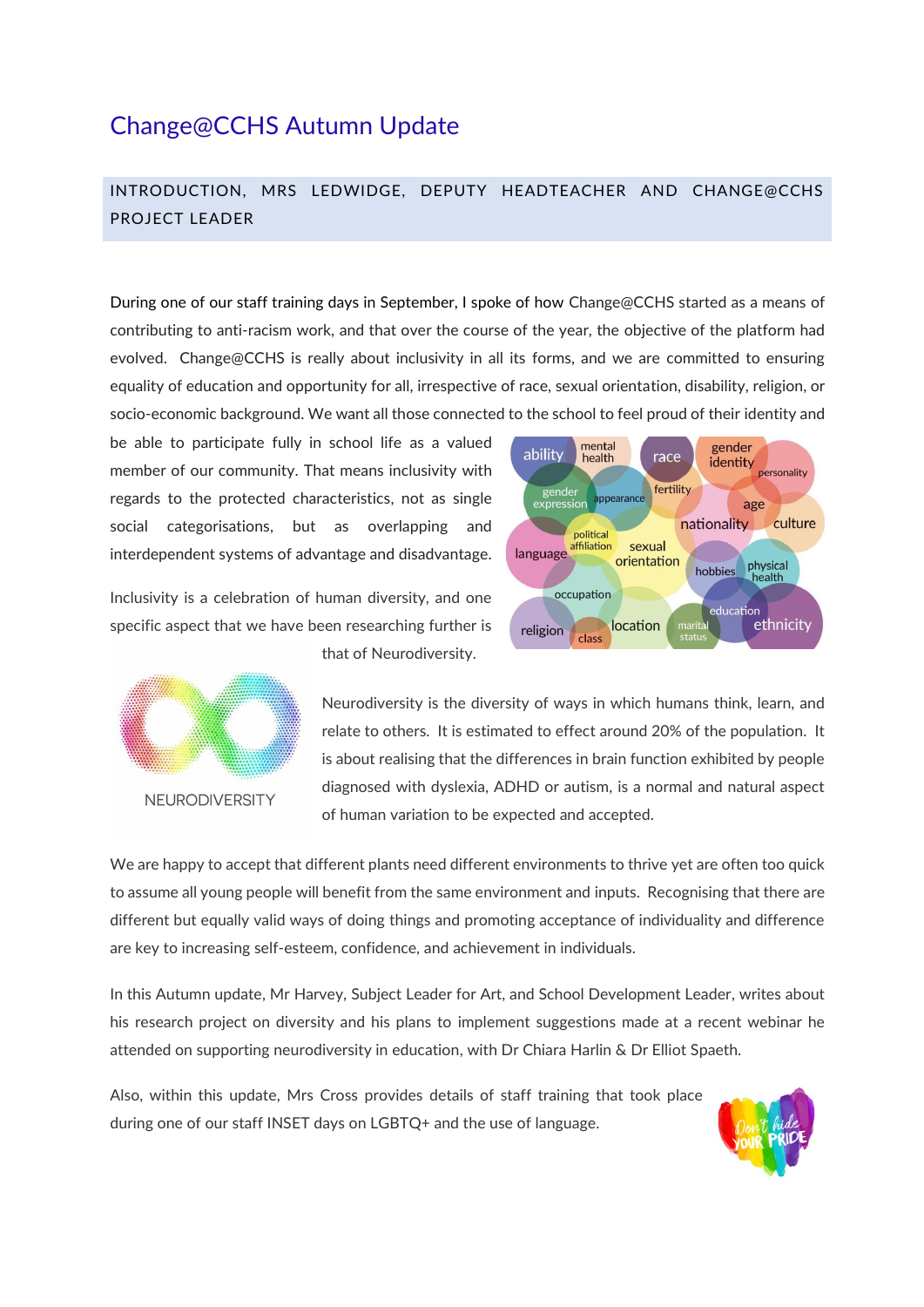# Change@CCHS Autumn Update

## INTRODUCTION, MRS LEDWIDGE, DEPUTY HEADTEACHER AND CHANGE@CCHS PROJECT LEADER

During one of our staff training days in September, I spoke of how Change@CCHS started as a means of contributing to anti-racism work, and that over the course of the year, the objective of the platform had evolved. Change@CCHS is really about inclusivity in all its forms, and we are committed to ensuring equality of education and opportunity for all, irrespective of race, sexual orientation, disability, religion, or socio-economic background. We want all those connected to the school to feel proud of their identity and be able to participate fully in school life as a valued member of our community. That means inclusivity with regards to the protected characteristics, not as single social categorisations, but as overlapping and interdependent systems of advantage and disadvantage.

Inclusivity is a celebration of human diversity, and one specific aspect that we have been researching further is that of Neurodiversity.

Neurodiversity is the diversity of ways in which humans think, learn, and relate to others. It is estimated to effect around 20% of the population. It is about realising that the differences in brain function exhibited by people diagnosed with dyslexia, ADHD or autism, is a normal and natural aspect of human variation to be expected and accepted.

We are happy to accept that different plants need different environments to thrive yet are often too quick to assume all young people will benefit from the same environment and inputs. Recognising that there are different but equally valid ways of doing things and promoting acceptance of individuality and difference are key to increasing self-esteem, confidence, and achievement in individuals.

In this Autumn update, Mr Harvey, Subject Leader for Art, and School Development Leader, writes about his research project on diversity and his plans to implement suggestions made at a recent webinar he attended on supporting neurodiversity in education, with Dr Chiara Harlin & Dr Elliot Spaeth.

Also, within this update, Mrs Cross provides details of staff training that took place during one of our staff INSET days on LGBTQ+ and the use of language.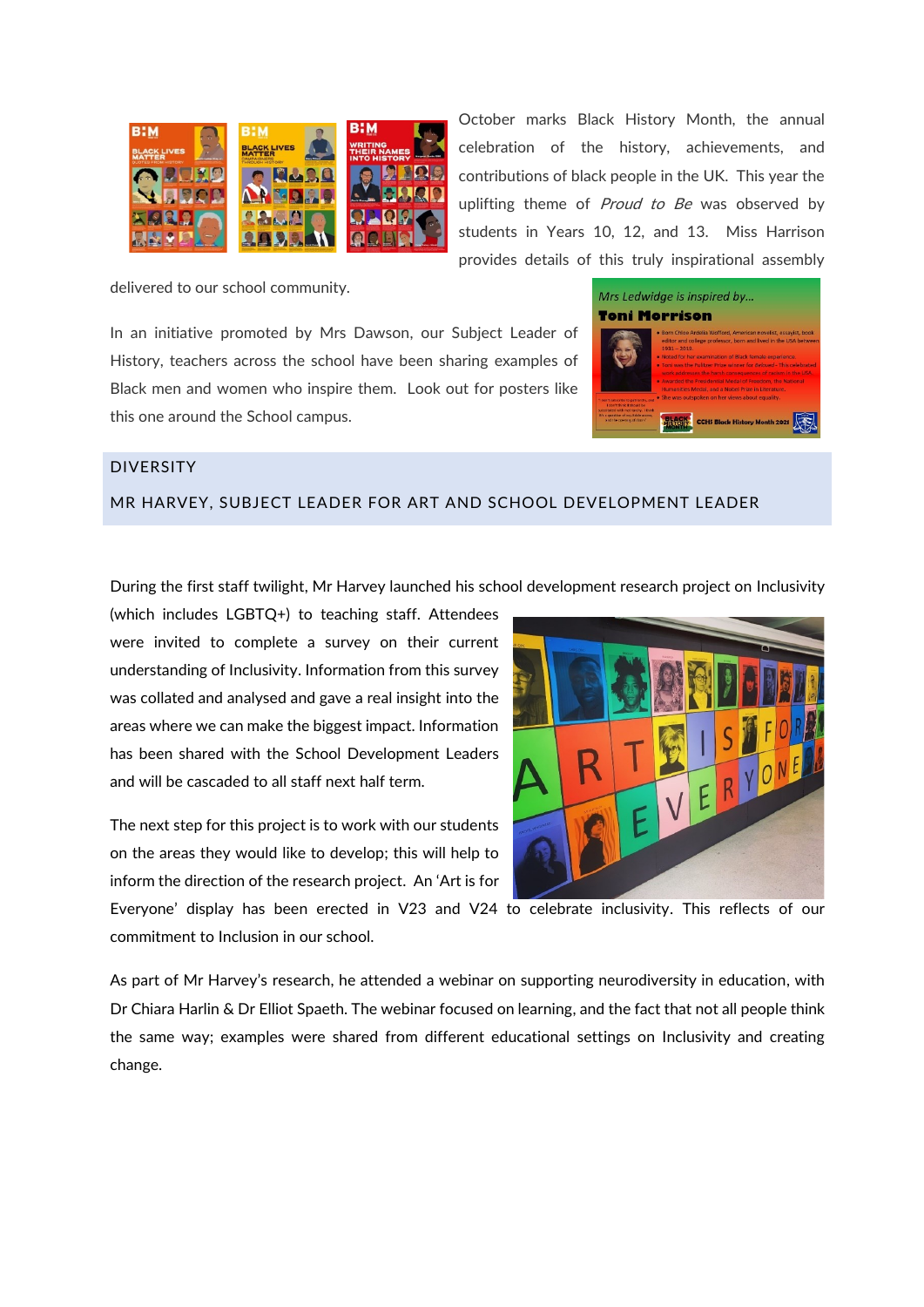October marks Black History Month, the annual celebration of the history, achievements, and contributions of black people in the UK. This year the uplifting theme of *Proud to Be* was observed by students in Years 10, 12, and 13. Miss Harrison provides details of this truly inspirational assembly delivered to our school community.

In an initiative promoted by Mrs Dawson, our Subject Leader of History, teachers across the school have been sharing examples of Black men and women who inspire them. Look out for posters like this one around the School campus.

## DIVERSITY

## MR HARVEY, SUBJECT LEADER FOR ART AND SCHOOL DEVELOPMENT LEADER

During the first staff twilight, Mr Harvey launched his school development research project on Inclusivity (which includes LGBTQ+) to teaching staff. Attendees were invited to complete a survey on their current understanding of Inclusivity. Information from this survey was collated and analysed and gave a real insight into the areas where we can make the biggest impact. Information has been shared with the School Development Leaders and will be cascaded to all staff next half term.

The next step for this project is to work with our students on the areas they would like to develop; this will help to inform the direction of the research project. An 'Art is for Everyone' display has been erected in V23 and V24 to celebrate inclusivity. This reflects of our commitment to Inclusion in our school.

As part of Mr Harvey's research, he attended a webinar on supporting neurodiversity in education, with Dr Chiara Harlin & Dr Elliot Spaeth. The webinar focused on learning, and the fact that not all people think the same way; examples were shared from different educational settings on Inclusivity and creating change.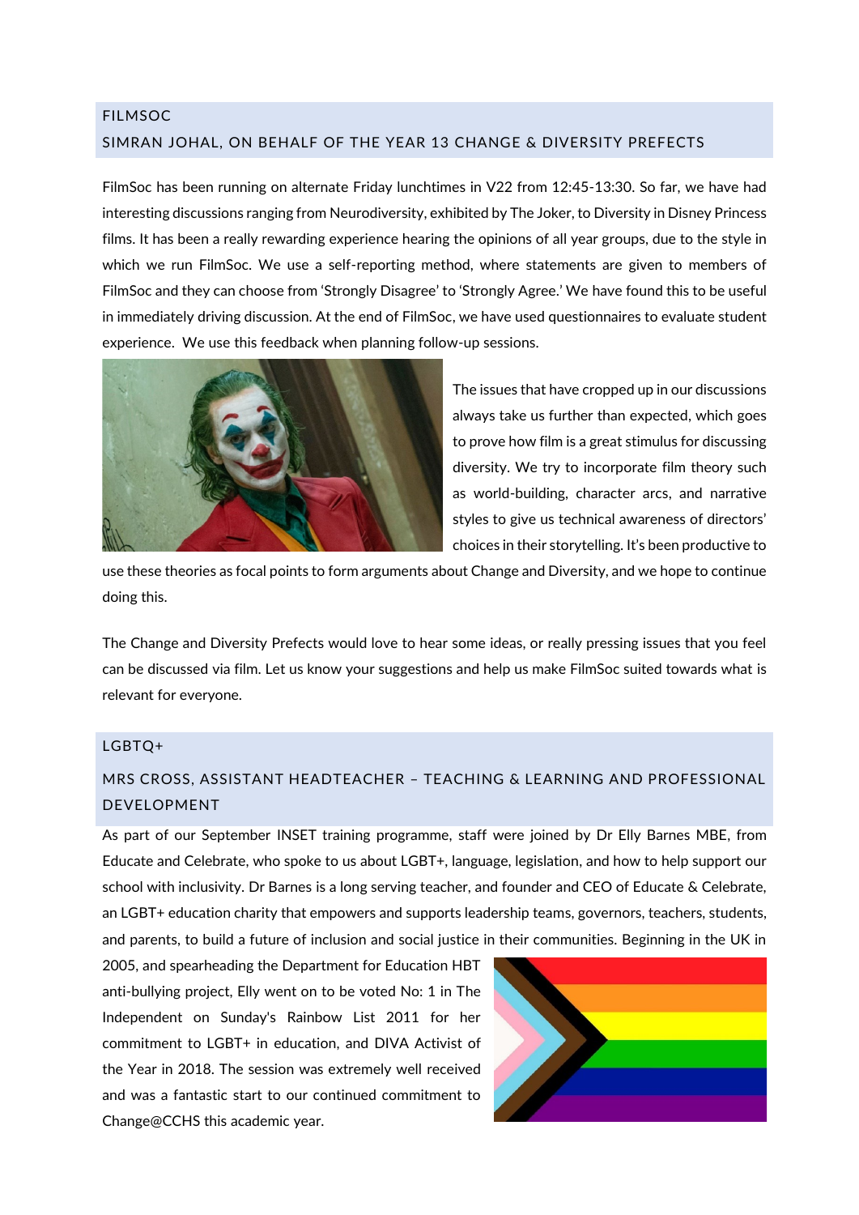## FILMSOC

### SIMRAN JOHAL, ON BEHALF OF THE YEAR 13 CHANGE & DIVERSITY PREFECTS

FilmSoc has been running on alternate Friday lunchtimes in V22 from 12:45-13:30. So far, we have had interesting discussions ranging from Neurodiversity, exhibited by The Joker, to Diversity in Disney Princess films. It has been a really rewarding experience hearing the opinions of all year groups, due to the style in which we run FilmSoc. We use a self-reporting method, where statements are given to members of FilmSoc and they can choose from 'Strongly Disagree' to 'Strongly Agree.' We have found this to be useful in immediately driving discussion. At the end of FilmSoc, we have used questionnaires to evaluate student experience. We use this feedback when planning follow-up sessions.

The issues that have cropped up in our discussions always take us further than expected, which goes to prove how film is a great stimulus for discussing diversity. We try to incorporate film theory such as world-building, character arcs, and narrative styles to give us technical awareness of directors' choices in their storytelling. It's been productive to use these theories as focal points to form arguments about Change and Diversity, and we hope to continue doing this.

The Change and Diversity Prefects would love to hear some ideas, or really pressing issues that you feel can be discussed via film. Let us know your suggestions and help us make FilmSoc suited towards what is relevant for everyone.

## LGBTQ+

### MRS CROSS, ASSISTANT HEADTEACHER – TEACHING & LEARNING AND PROFESSIONAL DEVELOPMENT

As part of our September INSET training programme, staff were joined by Dr Elly Barnes MBE, from Educate and Celebrate, who spoke to us about LGBT+, language, legislation, and how to help support our school with inclusivity. Dr Barnes is a long serving teacher, and founder and CEO of Educate & Celebrate, an LGBT+ education charity that empowers and supports leadership teams, governors, teachers, students, and parents, to build a future of inclusion and social justice in their communities. Beginning in the UK in 2005, and spearheading the Department for Education HBT anti-bullying project, Elly went on to be voted No: 1 in The Independent on Sunday's Rainbow List 2011 for her commitment to LGBT+ in education, and DIVA Activist of the Year in 2018. The session was extremely well received and was a fantastic start to our continued commitment to Change@CCHS this academic year.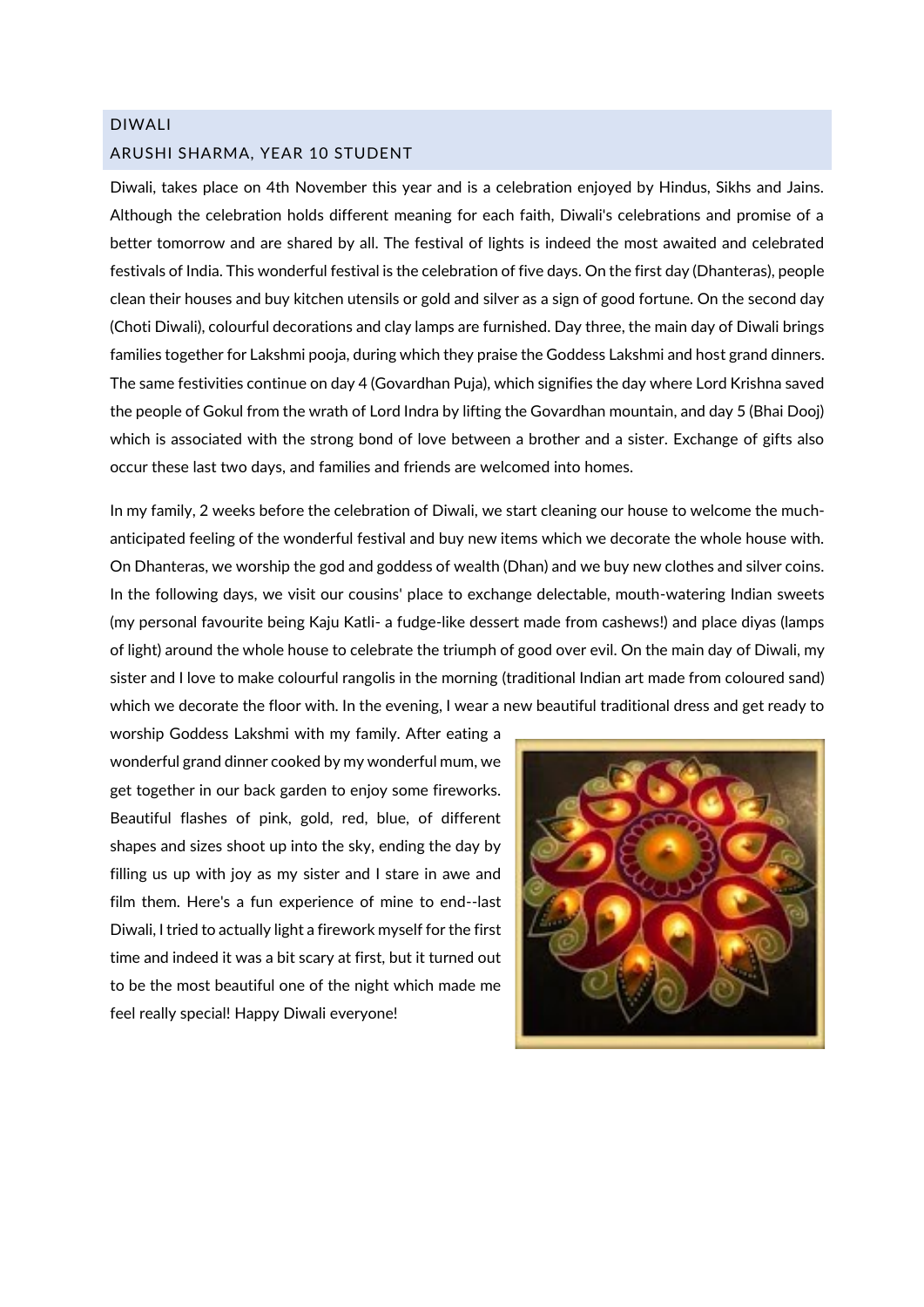## DIWALI

## ARUSHI SHARMA, YEAR 10 STUDENT

Diwali, takes place on 4th November this year and is a celebration enjoyed by Hindus, Sikhs and Jains. Although the celebration holds different meaning for each faith, Diwali's celebrations and promise of a better tomorrow and are shared by all. The festival of lights is indeed the most awaited and celebrated festivals of India. This wonderful festival is the celebration of five days. On the first day (Dhanteras), people clean their houses and buy kitchen utensils or gold and silver as a sign of good fortune. On the second day (Choti Diwali), colourful decorations and clay lamps are furnished. Day three, the main day of Diwali brings families together for Lakshmi pooja, during which they praise the Goddess Lakshmi and host grand dinners. The same festivities continue on day 4 (Govardhan Puja), which signifies the day where Lord Krishna saved the people of Gokul from the wrath of Lord Indra by lifting the Govardhan mountain, and day 5 (Bhai Dooj) which is associated with the strong bond of love between a brother and a sister. Exchange of gifts also occur these last two days, and families and friends are welcomed into homes.

In my family, 2 weeks before the celebration of Diwali, we start cleaning our house to welcome the much-anticipated feeling of the wonderful festival and buy new items which we decorate the whole house with. On Dhanteras, we worship the god and goddess of wealth (Dhan) and we buy new clothes and silver coins. In the following days, we visit our cousins' place to exchange delectable, mouth-watering Indian sweets (my personal favourite being Kaju Katli- a fudge-like dessert made from cashews!) and place diyas (lamps of light) around the whole house to celebrate the triumph of good over evil. On the main day of Diwali, my sister and I love to make colourful rangolis in the morning (traditional Indian art made from coloured sand) which we decorate the floor with. In the evening, I wear a new beautiful traditional dress and get ready to worship Goddess Lakshmi with my family. After eating a wonderful grand dinner cooked by my wonderful mum, we get together in our back garden to enjoy some fireworks. Beautiful flashes of pink, gold, red, blue, of different shapes and sizes shoot up into the sky, ending the day by filling us up with joy as my sister and I stare in awe and film them. Here's a fun experience of mine to end--last Diwali, I tried to actually light a firework myself for the first time and indeed it was a bit scary at first, but it turned out to be the most beautiful one of the night which made me feel really special! Happy Diwali everyone!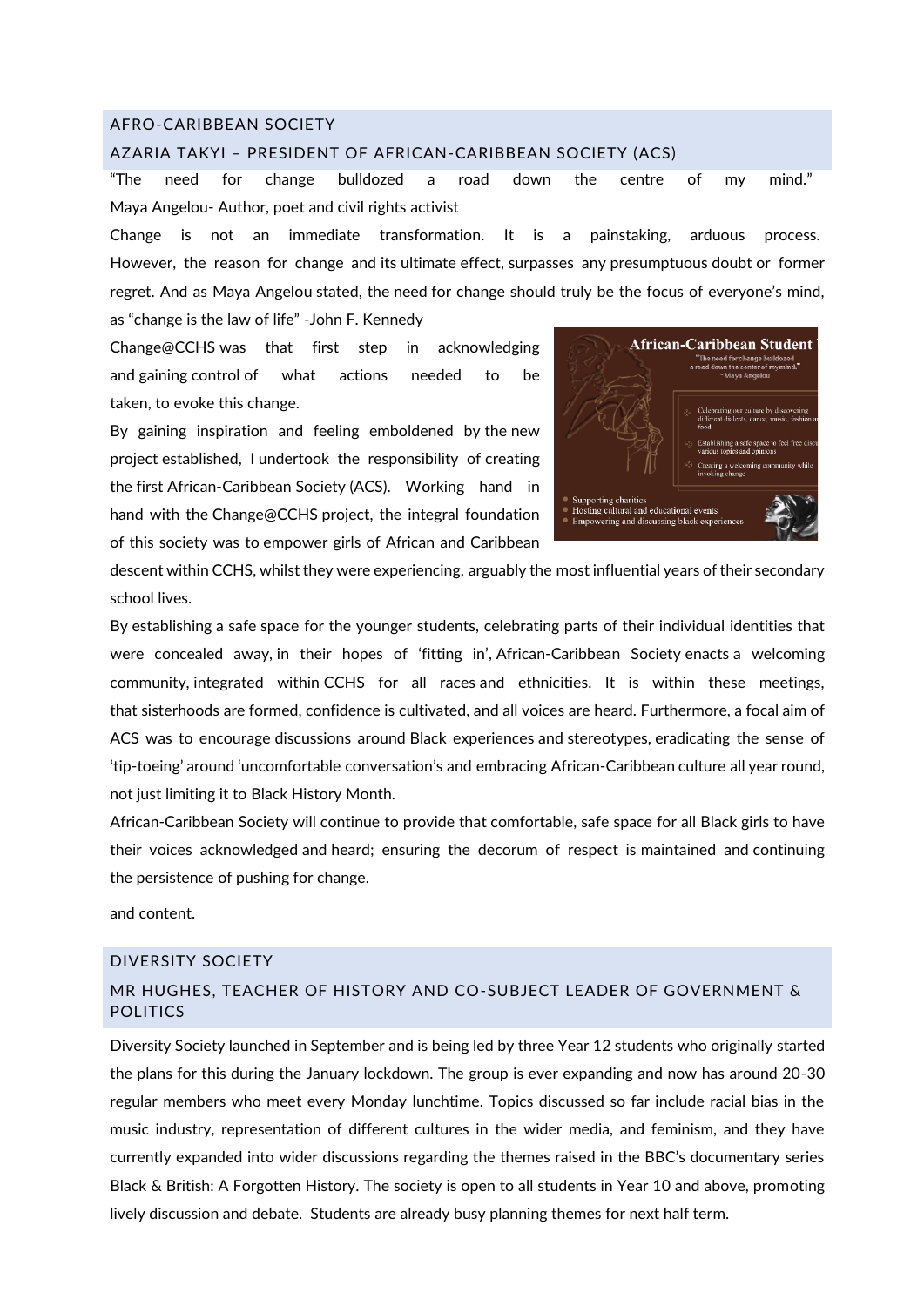## AFRO-CARIBBEAN SOCIETY

### AZARIA TAKYI – PRESIDENT OF AFRICAN-CARIBBEAN SOCIETY (ACS)

"The need for change bulldozed a road down the centre of my mind." Maya Angelou- Author, poet and civil rights activist

Change is not an immediate transformation. It is a painstaking, arduous process. However, the reason for change and its ultimate effect, surpasses any presumptuous doubt or former regret. And as Maya Angelou stated, the need for change should truly be the focus of everyone's mind, as "change is the law of life" -John F. Kennedy

Change@CCHS was that first step in acknowledging and gaining control of what actions needed to be taken, to evoke this change.

By gaining inspiration and feeling emboldened by the new project established, I undertook the responsibility of creating the first African-Caribbean Society (ACS). Working hand in hand with the Change@CCHS project, the integral foundation of this society was to empower girls of African and Caribbean descent within CCHS, whilst they were experiencing, arguably the most influential years of their secondary school lives.

By establishing a safe space for the younger students, celebrating parts of their individual identities that were concealed away, in their hopes of 'fitting in', African-Caribbean Society enacts a welcoming community, integrated within CCHS for all races and ethnicities. It is within these meetings, that sisterhoods are formed, confidence is cultivated, and all voices are heard. Furthermore, a focal aim of ACS was to encourage discussions around Black experiences and stereotypes, eradicating the sense of 'tip-toeing' around 'uncomfortable conversation's and embracing African-Caribbean culture all year round, not just limiting it to Black History Month.

African-Caribbean Society will continue to provide that comfortable, safe space for all Black girls to have their voices acknowledged and heard; ensuring the decorum of respect is maintained and continuing the persistence of pushing for change.

and content.

## DIVERSITY SOCIETY

### MR HUGHES, TEACHER OF HISTORY AND CO-SUBJECT LEADER OF GOVERNMENT & POLITICS

Diversity Society launched in September and is being led by three Year 12 students who originally started the plans for this during the January lockdown. The group is ever expanding and now has around 20-30 regular members who meet every Monday lunchtime. Topics discussed so far include racial bias in the music industry, representation of different cultures in the wider media, and feminism, and they have currently expanded into wider discussions regarding the themes raised in the BBC's documentary series Black & British: A Forgotten History. The society is open to all students in Year 10 and above, promoting lively discussion and debate. Students are already busy planning themes for next half term.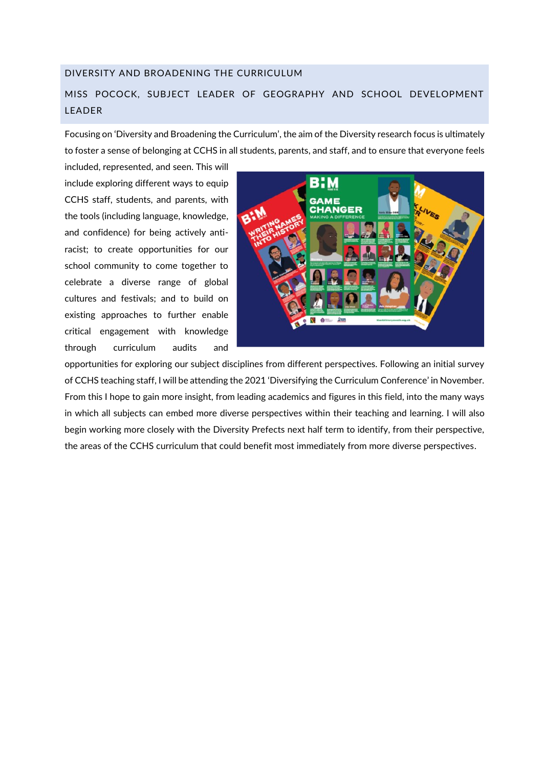## DIVERSITY AND BROADENING THE CURRICULUM

### MISS POCOCK, SUBJECT LEADER OF GEOGRAPHY AND SCHOOL DEVELOPMENT LEADER

Focusing on 'Diversity and Broadening the Curriculum', the aim of the Diversity research focus is ultimately to foster a sense of belonging at CCHS in all students, parents, and staff, and to ensure that everyone feels included, represented, and seen. This will include exploring different ways to equip CCHS staff, students, and parents, with the tools (including language, knowledge, and confidence) for being actively anti-racist; to create opportunities for our school community to come together to celebrate a diverse range of global cultures and festivals; and to build on existing approaches to further enable critical engagement with knowledge through curriculum audits and opportunities for exploring our subject disciplines from different perspectives. Following an initial survey of CCHS teaching staff, I will be attending the 2021 'Diversifying the Curriculum Conference' in November. From this I hope to gain more insight, from leading academics and figures in this field, into the many ways in which all subjects can embed more diverse perspectives within their teaching and learning. I will also begin working more closely with the Diversity Prefects next half term to identify, from their perspective, the areas of the CCHS curriculum that could benefit most immediately from more diverse perspectives.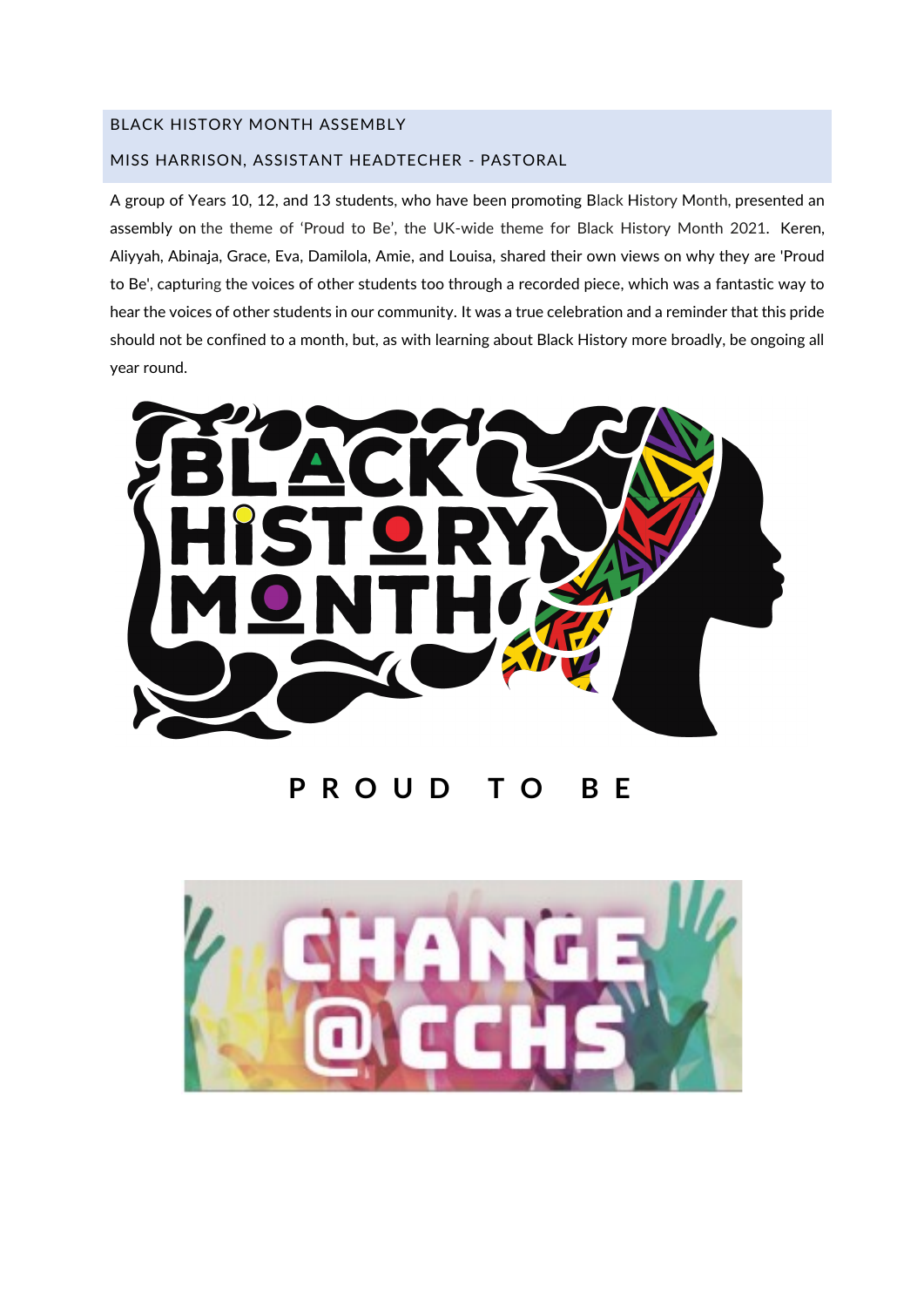## BLACK HISTORY MONTH ASSEMBLY

MISS HARRISON, ASSISTANT HEADTECHER - PASTORAL

A group of Years 10, 12, and 13 students, who have been promoting Black History Month, presented an assembly on the theme of 'Proud to Be', the UK-wide theme for Black History Month 2021. Keren, Aliyyah, Abinaja, Grace, Eva, Damilola, Amie, and Louisa, shared their own views on why they are 'Proud to Be', capturing the voices of other students too through a recorded piece, which was a fantastic way to hear the voices of other students in our community. It was a true celebration and a reminder that this pride should not be confined to a month, but, as with learning about Black History more broadly, be ongoing all year round.

BLACK HISTORY MONTH

PROUD TO BE

CHANGE @CCHS